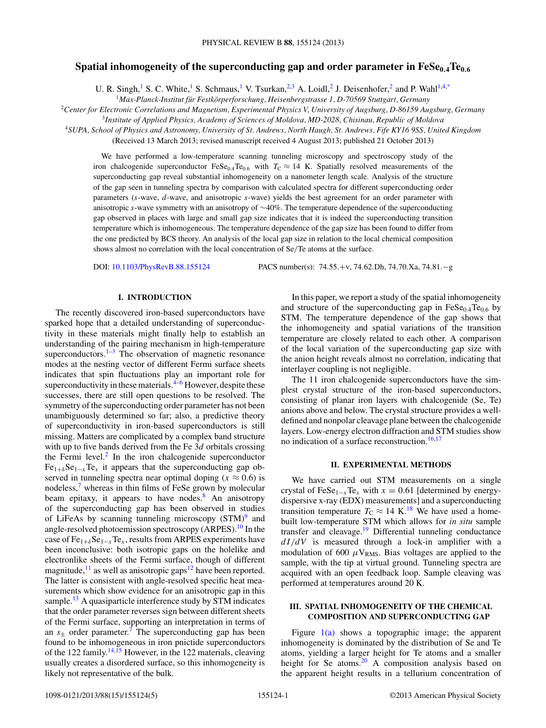# Spatial inhomogeneity of the superconducting gap and order parameter in $FeSe_{0.4}Te_{0.6}$

U. R. Singh,[1] S. C. White,[1] S. Schmaus,[1] V. Tsurkan,[2,3] A. Loidl,[2] J. Deisenhofer,[2] and P. Wahl[1,4,*]

[1]Max-Planck-Institut für Festkörperforschung, Heisenbergstrasse 1, D-70569 Stuttgart, Germany

[2]Center for Electronic Correlations and Magnetism, Experimental Physics V, University of Augsburg, D-86159 Augsburg, Germany

[3]Institute of Applied Physics, Academy of Sciences of Moldova, MD-2028, Chisinau, Republic of Moldova

[4]SUPA, School of Physics and Astronomy, University of St. Andrews, North Haugh, St. Andrews, Fife KY16 9SS, United Kingdom

(Received 13 March 2013; revised manuscript received 4 August 2013; published 21 October 2013)

We have performed a low-temperature scanning tunneling microscopy and spectroscopy study of the iron chalcogenide superconductor $FeSe_{0.4}Te_{0.6}$ with $T_C \approx 14$ K. Spatially resolved measurements of the superconducting gap reveal substantial inhomogeneity on a nanometer length scale. Analysis of the structure of the gap seen in tunneling spectra by comparison with calculated spectra for different superconducting order parameters (*s*-wave, *d*-wave, and anisotropic *s*-wave) yields the best agreement for an order parameter with anisotropic *s*-wave symmetry with an anisotropy of ~40%. The temperature dependence of the superconducting gap observed in places with large and small gap size indicates that it is indeed the superconducting transition temperature which is inhomogeneous. The temperature dependence of the gap size has been found to differ from the one predicted by BCS theory. An analysis of the local gap size in relation to the local chemical composition shows almost no correlation with the local concentration of Se/Te atoms at the surface.

DOI: 10.1103/PhysRevB.88.155124 PACS number(s): 74.55.+v, 74.62.Dh, 74.70.Xa, 74.81.−g

## I. INTRODUCTION

The recently discovered iron-based superconductors have sparked hope that a detailed understanding of superconductivity in these materials might finally help to establish an understanding of the pairing mechanism in high-temperature superconductors.[1–3] The observation of magnetic resonance modes at the nesting vector of different Fermi surface sheets indicates that spin fluctuations play an important role for superconductivity in these materials.[4–6] However, despite these successes, there are still open questions to be resolved. The symmetry of the superconducting order parameter has not been unambiguously determined so far; also, a predictive theory of superconductivity in iron-based superconductors is still missing. Matters are complicated by a complex band structure with up to five bands derived from the Fe 3*d* orbitals crossing the Fermi level.[2] In the iron chalcogenide superconductor $Fe_{1+\delta}Se_{1-x}Te_x$ it appears that the superconducting gap observed in tunneling spectra near optimal doping ($x \approx 0.6$) is nodeless,[7] whereas in thin films of FeSe grown by molecular beam epitaxy, it appears to have nodes.[8] An anisotropy of the superconducting gap has been observed in studies of LiFeAs by scanning tunneling microscopy (STM)[9] and angle-resolved photoemission spectroscopy (ARPES).[10] In the case of $Fe_{1+\delta}Se_{1-x}Te_x$, results from ARPES experiments have been inconclusive: both isotropic gaps on the holelike and electronlike sheets of the Fermi surface, though of different magnitude,[11] as well as anisotropic gaps[12] have been reported. The latter is consistent with angle-resolved specific heat measurements which show evidence for an anisotropic gap in this sample.[13] A quasiparticle interference study by STM indicates that the order parameter reverses sign between different sheets of the Fermi surface, supporting an interpretation in terms of an $s_\pm$ order parameter.[7] The superconducting gap has been found to be inhomogeneous in iron pnictide superconductors of the 122 family.[14,15] However, in the 122 materials, cleaving usually creates a disordered surface, so this inhomogeneity is likely not representative of the bulk.

In this paper, we report a study of the spatial inhomogeneity and structure of the superconducting gap in $FeSe_{0.4}Te_{0.6}$ by STM. The temperature dependence of the gap shows that the inhomogeneity and spatial variations of the transition temperature are closely related to each other. A comparison of the local variation of the superconducting gap size with the anion height reveals almost no correlation, indicating that interlayer coupling is not negligible.

The 11 iron chalcogenide superconductors have the simplest crystal structure of the iron-based superconductors, consisting of planar iron layers with chalcogenide (Se, Te) anions above and below. The crystal structure provides a well-defined and nonpolar cleavage plane between the chalcogenide layers. Low-energy electron diffraction and STM studies show no indication of a surface reconstruction.[16,17]

## II. EXPERIMENTAL METHODS

We have carried out STM measurements on a single crystal of $FeSe_{1-x}Te_x$ with $x = 0.61$ [determined by energy-dispersive x-ray (EDX) measurements] and a superconducting transition temperature $T_C \approx 14$ K.[18] We have used a home-built low-temperature STM which allows for *in situ* sample transfer and cleavage.[19] Differential tunneling conductance $dI/dV$ is measured through a lock-in amplifier with a modulation of 600 $\mu V_{RMS}$. Bias voltages are applied to the sample, with the tip at virtual ground. Tunneling spectra are acquired with an open feedback loop. Sample cleaving was performed at temperatures around 20 K.

## III. SPATIAL INHOMOGENEITY OF THE CHEMICAL COMPOSITION AND SUPERCONDUCTING GAP

Figure 1(a) shows a topographic image; the apparent inhomogeneity is dominated by the distribution of Se and Te atoms, yielding a larger height for Te atoms and a smaller height for Se atoms.[20] A composition analysis based on the apparent height results in a tellurium concentration of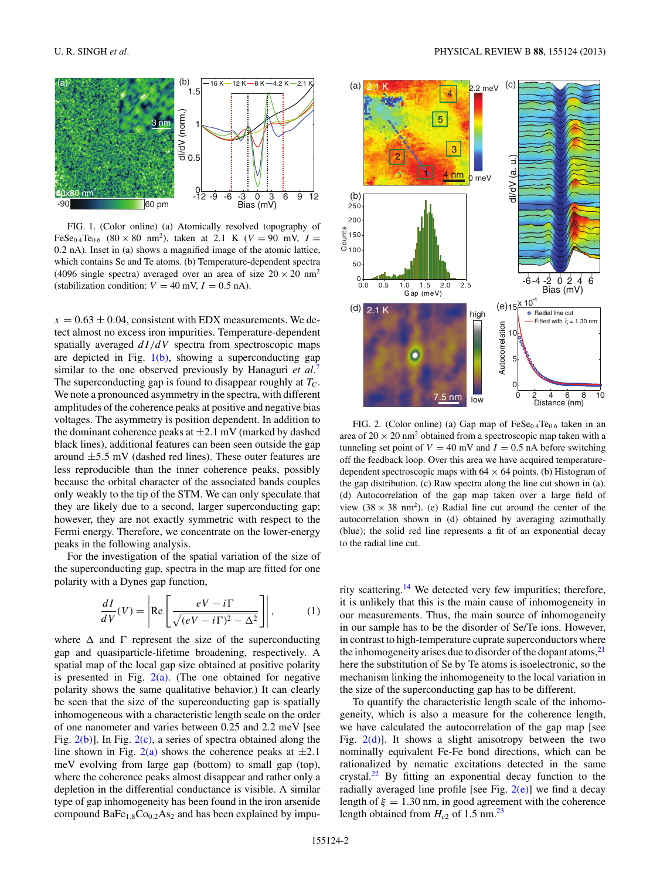FIG. 1. (Color online) (a) Atomically resolved topography of $FeSe_{0.4}Te_{0.6}$ ($80 \times 80$ nm$^2$), taken at 2.1 K ($V = 90$ mV, $I = 0.2$ nA). Inset in (a) shows a magnified image of the atomic lattice, which contains Se and Te atoms. (b) Temperature-dependent spectra (4096 single spectra) averaged over an area of size $20 \times 20$ nm$^2$ (stabilization condition: $V = 40$ mV, $I = 0.5$ nA).

$x = 0.63 \pm 0.04$, consistent with EDX measurements. We detect almost no excess iron impurities. Temperature-dependent spatially averaged $dI/dV$ spectra from spectroscopic maps are depicted in Fig. 1(b), showing a superconducting gap similar to the one observed previously by Hanaguri *et al.*[7] The superconducting gap is found to disappear roughly at $T_C$. We note a pronounced asymmetry in the spectra, with different amplitudes of the coherence peaks at positive and negative bias voltages. The asymmetry is position dependent. In addition to the dominant coherence peaks at $\pm 2.1$ mV (marked by dashed black lines), additional features can been seen outside the gap around $\pm 5.5$ mV (dashed red lines). These outer features are less reproducible than the inner coherence peaks, possibly because the orbital character of the associated bands couples only weakly to the tip of the STM. We can only speculate that they are likely due to a second, larger superconducting gap; however, they are not exactly symmetric with respect to the Fermi energy. Therefore, we concentrate on the lower-energy peaks in the following analysis.

For the investigation of the spatial variation of the size of the superconducting gap, spectra in the map are fitted for one polarity with a Dynes gap function,

$$\frac{dI}{dV}(V) = \left| \mathrm{Re}\left[ \frac{eV - i\Gamma}{\sqrt{(eV - i\Gamma)^2 - \Delta^2}} \right] \right|, \tag{1}$$

where $\Delta$ and $\Gamma$ represent the size of the superconducting gap and quasiparticle-lifetime broadening, respectively. A spatial map of the local gap size obtained at positive polarity is presented in Fig. 2(a). (The one obtained for negative polarity shows the same qualitative behavior.) It can clearly be seen that the size of the superconducting gap is spatially inhomogeneous with a characteristic length scale on the order of one nanometer and varies between 0.25 and 2.2 meV [see Fig. 2(b)]. In Fig. 2(c), a series of spectra obtained along the line shown in Fig. 2(a) shows the coherence peaks at $\pm 2.1$ meV evolving from large gap (bottom) to small gap (top), where the coherence peaks almost disappear and rather only a depletion in the differential conductance is visible. A similar type of gap inhomogeneity has been found in the iron arsenide compound $BaFe_{1.8}Co_{0.2}As_2$ and has been explained by impurity scattering.[14] We detected very few impurities; therefore, it is unlikely that this is the main cause of inhomogeneity in our measurements. Thus, the main source of inhomogeneity in our sample has to be the disorder of Se/Te ions. However, in contrast to high-temperature cuprate superconductors where the inhomogeneity arises due to disorder of the dopant atoms,[21] here the substitution of Se by Te atoms is isoelectronic, so the mechanism linking the inhomogeneity to the local variation in the size of the superconducting gap has to be different.

FIG. 2. (Color online) (a) Gap map of $FeSe_{0.4}Te_{0.6}$ taken in an area of $20 \times 20$ nm$^2$ obtained from a spectroscopic map taken with a tunneling set point of $V = 40$ mV and $I = 0.5$ nA before switching off the feedback loop. Over this area we have acquired temperature-dependent spectroscopic maps with $64 \times 64$ points. (b) Histogram of the gap distribution. (c) Raw spectra along the line cut shown in (a). (d) Autocorrelation of the gap map taken over a large field of view ($38 \times 38$ nm$^2$). (e) Radial line cut around the center of the autocorrelation shown in (d) obtained by averaging azimuthally (blue); the solid red line represents a fit of an exponential decay to the radial line cut.

To quantify the characteristic length scale of the inhomogeneity, which is also a measure for the coherence length, we have calculated the autocorrelation of the gap map [see Fig. 2(d)]. It shows a slight anisotropy between the two nominally equivalent Fe-Fe bond directions, which can be rationalized by nematic excitations detected in the same crystal.[22] By fitting an exponential decay function to the radially averaged line profile [see Fig. 2(e)] we find a decay length of $\xi = 1.30$ nm, in good agreement with the coherence length obtained from $H_{c2}$ of 1.5 nm.[23]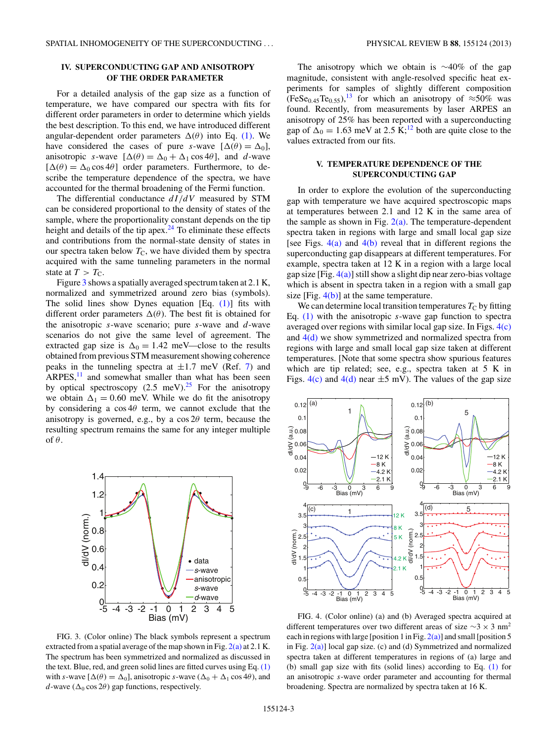## IV. SUPERCONDUCTING GAP AND ANISOTROPY OF THE ORDER PARAMETER

For a detailed analysis of the gap size as a function of temperature, we have compared our spectra with fits for different order parameters in order to determine which yields the best description. To this end, we have introduced different angular-dependent order parameters $\Delta(\theta)$ into Eq. (1). We have considered the cases of pure $s$-wave [$\Delta(\theta) = \Delta_0$], anisotropic $s$-wave [$\Delta(\theta) = \Delta_0 + \Delta_1 \cos 4\theta$], and $d$-wave [$\Delta(\theta) = \Delta_0 \cos 4\theta$] order parameters. Furthermore, to describe the temperature dependence of the spectra, we have accounted for the thermal broadening of the Fermi function.

The differential conductance $dI/dV$ measured by STM can be considered proportional to the density of states of the sample, where the proportionality constant depends on the tip height and details of the tip apex.[24] To eliminate these effects and contributions from the normal-state density of states in our spectra taken below $T_C$, we have divided them by spectra acquired with the same tunneling parameters in the normal state at $T > T_C$.

Figure 3 shows a spatially averaged spectrum taken at 2.1 K, normalized and symmetrized around zero bias (symbols). The solid lines show Dynes equation [Eq. (1)] fits with different order parameters $\Delta(\theta)$. The best fit is obtained for the anisotropic $s$-wave scenario; pure $s$-wave and $d$-wave scenarios do not give the same level of agreement. The extracted gap size is $\Delta_0 = 1.42$ meV—close to the results obtained from previous STM measurement showing coherence peaks in the tunneling spectra at $\pm 1.7$ meV (Ref. 7) and ARPES,[11] and somewhat smaller than what has been seen by optical spectroscopy (2.5 meV).[25] For the anisotropy we obtain $\Delta_1 = 0.60$ meV. While we do fit the anisotropy by considering a $\cos 4\theta$ term, we cannot exclude that the anisotropy is governed, e.g., by a $\cos 2\theta$ term, because the resulting spectrum remains the same for any integer multiple of $\theta$.

FIG. 3. (Color online) The black symbols represent a spectrum extracted from a spatial average of the map shown in Fig. 2(a) at 2.1 K. The spectrum has been symmetrized and normalized as discussed in the text. Blue, red, and green solid lines are fitted curves using Eq. (1) with $s$-wave [$\Delta(\theta) = \Delta_0$], anisotropic $s$-wave ($\Delta_0 + \Delta_1 \cos 4\theta$), and $d$-wave ($\Delta_0 \cos 2\theta$) gap functions, respectively.

The anisotropy which we obtain is ~40% of the gap magnitude, consistent with angle-resolved specific heat experiments for samples of slightly different composition ($FeSe_{0.45}Te_{0.55}$),[13] for which an anisotropy of ≈50% was found. Recently, from measurements by laser ARPES an anisotropy of 25% has been reported with a superconducting gap of $\Delta_0 = 1.63$ meV at 2.5 K;[12] both are quite close to the values extracted from our fits.

## V. TEMPERATURE DEPENDENCE OF THE SUPERCONDUCTING GAP

In order to explore the evolution of the superconducting gap with temperature we have acquired spectroscopic maps at temperatures between 2.1 and 12 K in the same area of the sample as shown in Fig. 2(a). The temperature-dependent spectra taken in regions with large and small local gap size [see Figs. 4(a) and 4(b) reveal that in different regions the superconducting gap disappears at different temperatures. For example, spectra taken at 12 K in a region with a large local gap size [Fig. 4(a)] still show a slight dip near zero-bias voltage which is absent in spectra taken in a region with a small gap size [Fig. 4(b)] at the same temperature.

We can determine local transition temperatures $T_C$ by fitting Eq. (1) with the anisotropic $s$-wave gap function to spectra averaged over regions with similar local gap size. In Figs. 4(c) and 4(d) we show symmetrized and normalized spectra from regions with large and small local gap size taken at different temperatures. [Note that some spectra show spurious features which are tip related; see, e.g., spectra taken at 5 K in Figs. 4(c) and 4(d) near $\pm 5$ mV). The values of the gap size

FIG. 4. (Color online) (a) and (b) Averaged spectra acquired at different temperatures over two different areas of size ~3 × 3 nm² each in regions with large [position 1 in Fig. 2(a)] and small [position 5 in Fig. 2(a)] local gap size. (c) and (d) Symmetrized and normalized spectra taken at different temperatures in regions of (a) large and (b) small gap size with fits (solid lines) according to Eq. (1) for an anisotropic $s$-wave order parameter and accounting for thermal broadening. Spectra are normalized by spectra taken at 16 K.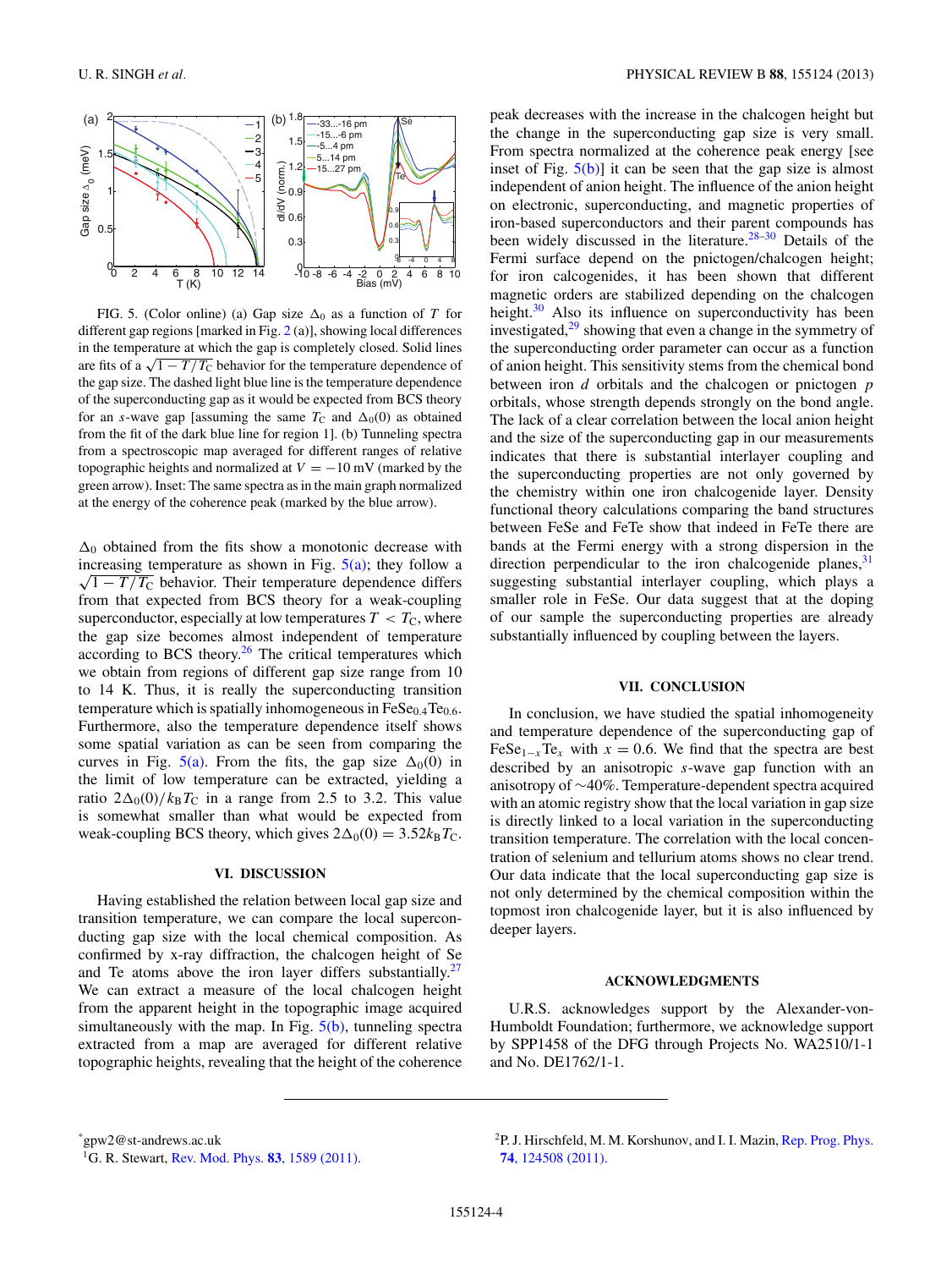FIG. 5. (Color online) (a) Gap size $\Delta_0$ as a function of $T$ for different gap regions [marked in Fig. 2 (a)], showing local differences in the temperature at which the gap is completely closed. Solid lines are fits of a $\sqrt{1 - T/T_C}$ behavior for the temperature dependence of the gap size. The dashed light blue line is the temperature dependence of the superconducting gap as it would be expected from BCS theory for an $s$-wave gap [assuming the same $T_C$ and $\Delta_0(0)$ as obtained from the fit of the dark blue line for region 1]. (b) Tunneling spectra from a spectroscopic map averaged for different ranges of relative topographic heights and normalized at $V = -10$ mV (marked by the green arrow). Inset: The same spectra as in the main graph normalized at the energy of the coherence peak (marked by the blue arrow).

$\Delta_0$ obtained from the fits show a monotonic decrease with increasing temperature as shown in Fig. 5(a); they follow a $\sqrt{1 - T/T_C}$ behavior. Their temperature dependence differs from that expected from BCS theory for a weak-coupling superconductor, especially at low temperatures $T < T_C$, where the gap size becomes almost independent of temperature according to BCS theory.[26] The critical temperatures which we obtain from regions of different gap size range from 10 to 14 K. Thus, it is really the superconducting transition temperature which is spatially inhomogeneous in $FeSe_{0.4}Te_{0.6}$. Furthermore, also the temperature dependence itself shows some spatial variation as can be seen from comparing the curves in Fig. 5(a). From the fits, the gap size $\Delta_0(0)$ in the limit of low temperature can be extracted, yielding a ratio $2\Delta_0(0)/k_BT_C$ in a range from 2.5 to 3.2. This value is somewhat smaller than what would be expected from weak-coupling BCS theory, which gives $2\Delta_0(0) = 3.52k_BT_C$.

## VI. DISCUSSION

Having established the relation between local gap size and transition temperature, we can compare the local superconducting gap size with the local chemical composition. As confirmed by x-ray diffraction, the chalcogen height of Se and Te atoms above the iron layer differs substantially.[27] We can extract a measure of the local chalcogen height from the apparent height in the topographic image acquired simultaneously with the map. In Fig. 5(b), tunneling spectra extracted from a map are averaged for different relative topographic heights, revealing that the height of the coherence peak decreases with the increase in the chalcogen height but the change in the superconducting gap size is very small. From spectra normalized at the coherence peak energy [see inset of Fig. 5(b)] it can be seen that the gap size is almost independent of anion height. The influence of the anion height on electronic, superconducting, and magnetic properties of iron-based superconductors and their parent compounds has been widely discussed in the literature.[28–30] Details of the Fermi surface depend on the pnictogen/chalcogen height; for iron calcogenides, it has been shown that different magnetic orders are stabilized depending on the chalcogen height.[30] Also its influence on superconductivity has been investigated,[29] showing that even a change in the symmetry of the superconducting order parameter can occur as a function of anion height. This sensitivity stems from the chemical bond between iron $d$ orbitals and the chalcogen or pnictogen $p$ orbitals, whose strength depends strongly on the bond angle. The lack of a clear correlation between the local anion height and the size of the superconducting gap in our measurements indicates that there is substantial interlayer coupling and the superconducting properties are not only governed by the chemistry within one iron chalcogenide layer. Density functional theory calculations comparing the band structures between FeSe and FeTe show that indeed in FeTe there are bands at the Fermi energy with a strong dispersion in the direction perpendicular to the iron chalcogenide planes,[31] suggesting substantial interlayer coupling, which plays a smaller role in FeSe. Our data suggest that at the doping of our sample the superconducting properties are already substantially influenced by coupling between the layers.

## VII. CONCLUSION

In conclusion, we have studied the spatial inhomogeneity and temperature dependence of the superconducting gap of $FeSe_{1-x}Te_x$ with $x = 0.6$. We find that the spectra are best described by an anisotropic $s$-wave gap function with an anisotropy of ~40%. Temperature-dependent spectra acquired with an atomic registry show that the local variation in gap size is directly linked to a local variation in the superconducting transition temperature. The correlation with the local concentration of selenium and tellurium atoms shows no clear trend. Our data indicate that the local superconducting gap size is not only determined by the chemical composition within the topmost iron chalcogenide layer, but it is also influenced by deeper layers.

## ACKNOWLEDGMENTS

U.R.S. acknowledges support by the Alexander-von-Humboldt Foundation; furthermore, we acknowledge support by SPP1458 of the DFG through Projects No. WA2510/1-1 and No. DE1762/1-1.

*gpw2@st-andrews.ac.uk

[1] G. R. Stewart, Rev. Mod. Phys. **83**, 1589 (2011).

[2] P. J. Hirschfeld, M. M. Korshunov, and I. I. Mazin, Rep. Prog. Phys. **74**, 124508 (2011).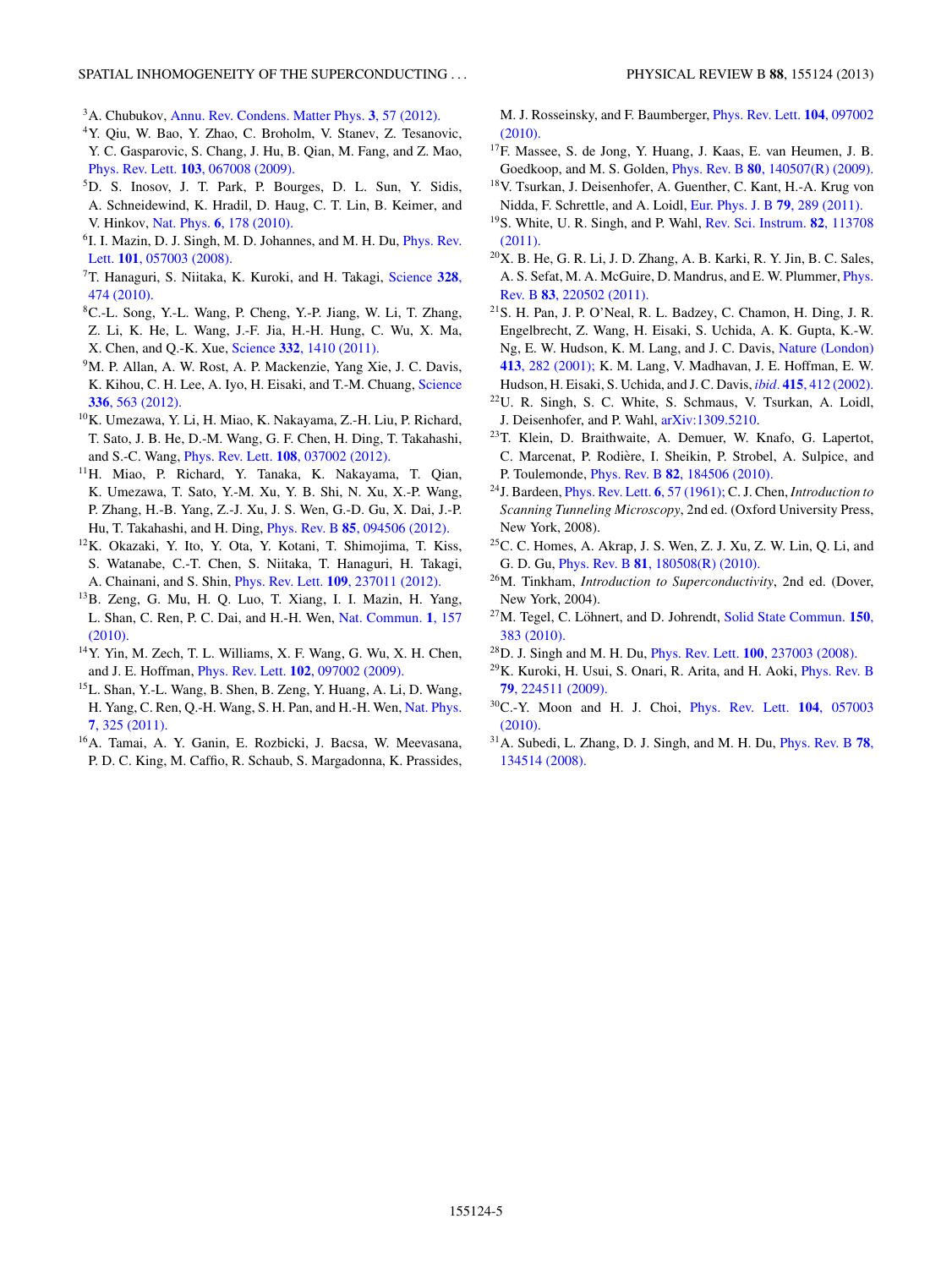[3] A. Chubukov, Annu. Rev. Condens. Matter Phys. **3**, 57 (2012).

[4] Y. Qiu, W. Bao, Y. Zhao, C. Broholm, V. Stanev, Z. Tesanovic, Y. C. Gasparovic, S. Chang, J. Hu, B. Qian, M. Fang, and Z. Mao, Phys. Rev. Lett. **103**, 067008 (2009).

[5] D. S. Inosov, J. T. Park, P. Bourges, D. L. Sun, Y. Sidis, A. Schneidewind, K. Hradil, D. Haug, C. T. Lin, B. Keimer, and V. Hinkov, Nat. Phys. **6**, 178 (2010).

[6] I. I. Mazin, D. J. Singh, M. D. Johannes, and M. H. Du, Phys. Rev. Lett. **101**, 057003 (2008).

[7] T. Hanaguri, S. Niitaka, K. Kuroki, and H. Takagi, Science **328**, 474 (2010).

[8] C.-L. Song, Y.-L. Wang, P. Cheng, Y.-P. Jiang, W. Li, T. Zhang, Z. Li, K. He, L. Wang, J.-F. Jia, H.-H. Hung, C. Wu, X. Ma, X. Chen, and Q.-K. Xue, Science **332**, 1410 (2011).

[9] M. P. Allan, A. W. Rost, A. P. Mackenzie, Yang Xie, J. C. Davis, K. Kihou, C. H. Lee, A. Iyo, H. Eisaki, and T.-M. Chuang, Science **336**, 563 (2012).

[10] K. Umezawa, Y. Li, H. Miao, K. Nakayama, Z.-H. Liu, P. Richard, T. Sato, J. B. He, D.-M. Wang, G. F. Chen, H. Ding, T. Takahashi, and S.-C. Wang, Phys. Rev. Lett. **108**, 037002 (2012).

[11] H. Miao, P. Richard, Y. Tanaka, K. Nakayama, T. Qian, K. Umezawa, T. Sato, Y.-M. Xu, Y. B. Shi, N. Xu, X.-P. Wang, P. Zhang, H.-B. Yang, Z.-J. Xu, J. S. Wen, G.-D. Gu, X. Dai, J.-P. Hu, T. Takahashi, and H. Ding, Phys. Rev. B **85**, 094506 (2012).

[12] K. Okazaki, Y. Ito, Y. Ota, Y. Kotani, T. Shimojima, T. Kiss, S. Watanabe, C.-T. Chen, S. Niitaka, T. Hanaguri, H. Takagi, A. Chainani, and S. Shin, Phys. Rev. Lett. **109**, 237011 (2012).

[13] B. Zeng, G. Mu, H. Q. Luo, T. Xiang, I. I. Mazin, H. Yang, L. Shan, C. Ren, P. C. Dai, and H.-H. Wen, Nat. Commun. **1**, 157 (2010).

[14] Y. Yin, M. Zech, T. L. Williams, X. F. Wang, G. Wu, X. H. Chen, and J. E. Hoffman, Phys. Rev. Lett. **102**, 097002 (2009).

[15] L. Shan, Y.-L. Wang, B. Shen, B. Zeng, Y. Huang, A. Li, D. Wang, H. Yang, C. Ren, Q.-H. Wang, S. H. Pan, and H.-H. Wen, Nat. Phys. **7**, 325 (2011).

[16] A. Tamai, A. Y. Ganin, E. Rozbicki, J. Bacsa, W. Meevasana, P. D. C. King, M. Caffio, R. Schaub, S. Margadonna, K. Prassides, M. J. Rosseinsky, and F. Baumberger, Phys. Rev. Lett. **104**, 097002 (2010).

[17] F. Massee, S. de Jong, Y. Huang, J. Kaas, E. van Heumen, J. B. Goedkoop, and M. S. Golden, Phys. Rev. B **80**, 140507(R) (2009).

[18] V. Tsurkan, J. Deisenhofer, A. Guenther, C. Kant, H.-A. Krug von Nidda, F. Schrettle, and A. Loidl, Eur. Phys. J. B **79**, 289 (2011).

[19] S. White, U. R. Singh, and P. Wahl, Rev. Sci. Instrum. **82**, 113708 (2011).

[20] X. B. He, G. R. Li, J. D. Zhang, A. B. Karki, R. Y. Jin, B. C. Sales, A. S. Sefat, M. A. McGuire, D. Mandrus, and E. W. Plummer, Phys. Rev. B **83**, 220502 (2011).

[21] S. H. Pan, J. P. O'Neal, R. L. Badzey, C. Chamon, H. Ding, J. R. Engelbrecht, Z. Wang, H. Eisaki, S. Uchida, A. K. Gupta, K.-W. Ng, E. W. Hudson, K. M. Lang, and J. C. Davis, Nature (London) **413**, 282 (2001); K. M. Lang, V. Madhavan, J. E. Hoffman, E. W. Hudson, H. Eisaki, S. Uchida, and J. C. Davis, *ibid.* **415**, 412 (2002).

[22] U. R. Singh, S. C. White, S. Schmaus, V. Tsurkan, A. Loidl, J. Deisenhofer, and P. Wahl, arXiv:1309.5210.

[23] T. Klein, D. Braithwaite, A. Demuer, W. Knafo, G. Lapertot, C. Marcenat, P. Rodière, I. Sheikin, P. Strobel, A. Sulpice, and P. Toulemonde, Phys. Rev. B **82**, 184506 (2010).

[24] J. Bardeen, Phys. Rev. Lett. **6**, 57 (1961); C. J. Chen, *Introduction to Scanning Tunneling Microscopy*, 2nd ed. (Oxford University Press, New York, 2008).

[25] C. C. Homes, A. Akrap, J. S. Wen, Z. J. Xu, Z. W. Lin, Q. Li, and G. D. Gu, Phys. Rev. B **81**, 180508(R) (2010).

[26] M. Tinkham, *Introduction to Superconductivity*, 2nd ed. (Dover, New York, 2004).

[27] M. Tegel, C. Löhnert, and D. Johrendt, Solid State Commun. **150**, 383 (2010).

[28] D. J. Singh and M. H. Du, Phys. Rev. Lett. **100**, 237003 (2008).

[29] K. Kuroki, H. Usui, S. Onari, R. Arita, and H. Aoki, Phys. Rev. B **79**, 224511 (2009).

[30] C.-Y. Moon and H. J. Choi, Phys. Rev. Lett. **104**, 057003 (2010).

[31] A. Subedi, L. Zhang, D. J. Singh, and M. H. Du, Phys. Rev. B **78**, 134514 (2008).